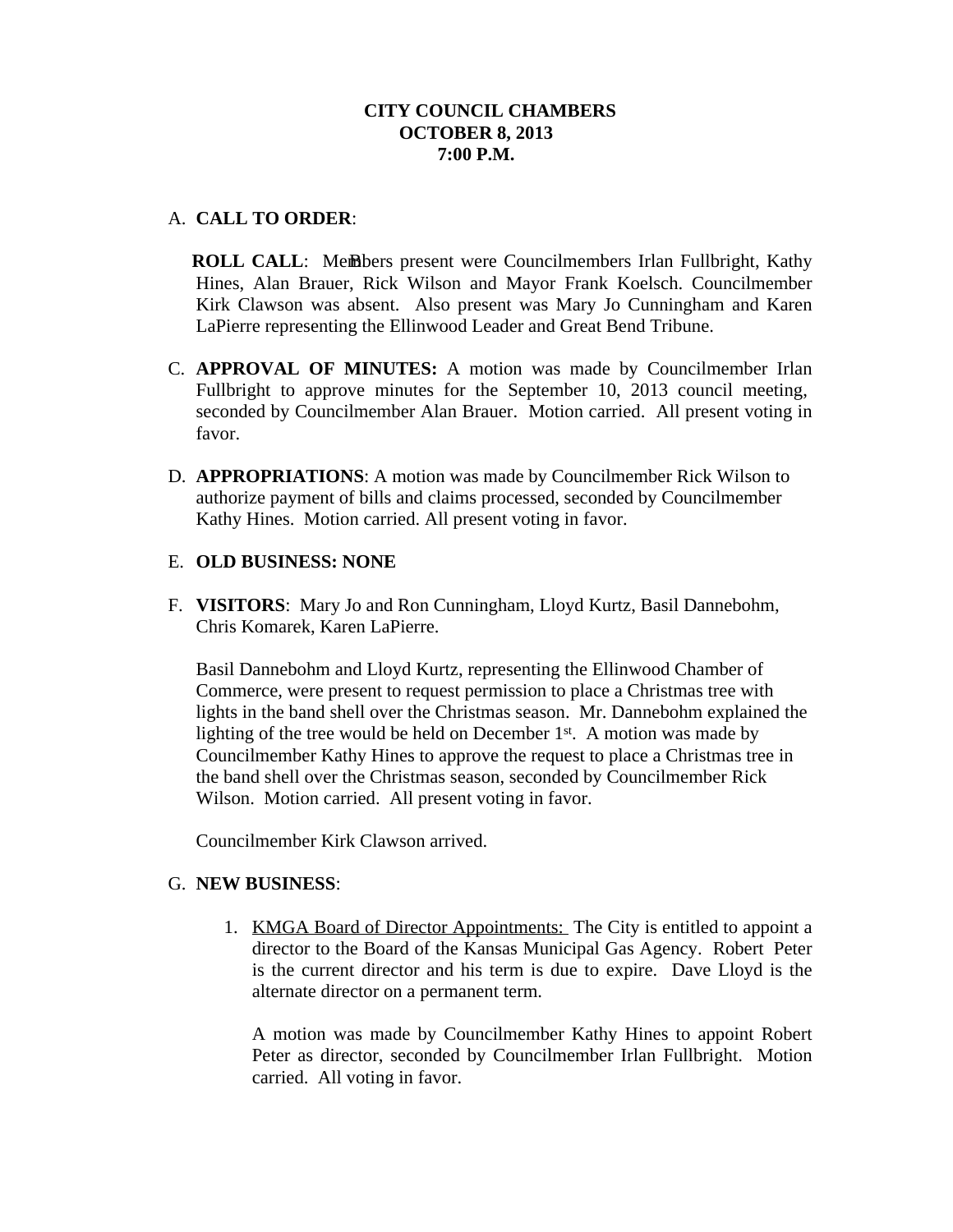**CITY COUNCIL CHAMBERS**
**OCTOBER 8, 2013**
**7:00 P.M.**

A. **CALL TO ORDER**:

**ROLL CALL**: Members present were Councilmembers Irlan Fullbright, Kathy Hines, Alan Brauer, Rick Wilson and Mayor Frank Koelsch. Councilmember Kirk Clawson was absent. Also present was Mary Jo Cunningham and Karen LaPierre representing the Ellinwood Leader and Great Bend Tribune.

C. **APPROVAL OF MINUTES:** A motion was made by Councilmember Irlan Fullbright to approve minutes for the September 10, 2013 council meeting, seconded by Councilmember Alan Brauer. Motion carried. All present voting in favor.

D. **APPROPRIATIONS**: A motion was made by Councilmember Rick Wilson to authorize payment of bills and claims processed, seconded by Councilmember Kathy Hines. Motion carried. All present voting in favor.

E. **OLD BUSINESS: NONE**

F. **VISITORS**: Mary Jo and Ron Cunningham, Lloyd Kurtz, Basil Dannebohm, Chris Komarek, Karen LaPierre.

Basil Dannebohm and Lloyd Kurtz, representing the Ellinwood Chamber of Commerce, were present to request permission to place a Christmas tree with lights in the band shell over the Christmas season. Mr. Dannebohm explained the lighting of the tree would be held on December 1st. A motion was made by Councilmember Kathy Hines to approve the request to place a Christmas tree in the band shell over the Christmas season, seconded by Councilmember Rick Wilson. Motion carried. All present voting in favor.

Councilmember Kirk Clawson arrived.

G. **NEW BUSINESS**:

1. KMGA Board of Director Appointments: The City is entitled to appoint a director to the Board of the Kansas Municipal Gas Agency. Robert Peter is the current director and his term is due to expire. Dave Lloyd is the alternate director on a permanent term.

   A motion was made by Councilmember Kathy Hines to appoint Robert Peter as director, seconded by Councilmember Irlan Fullbright. Motion carried. All voting in favor.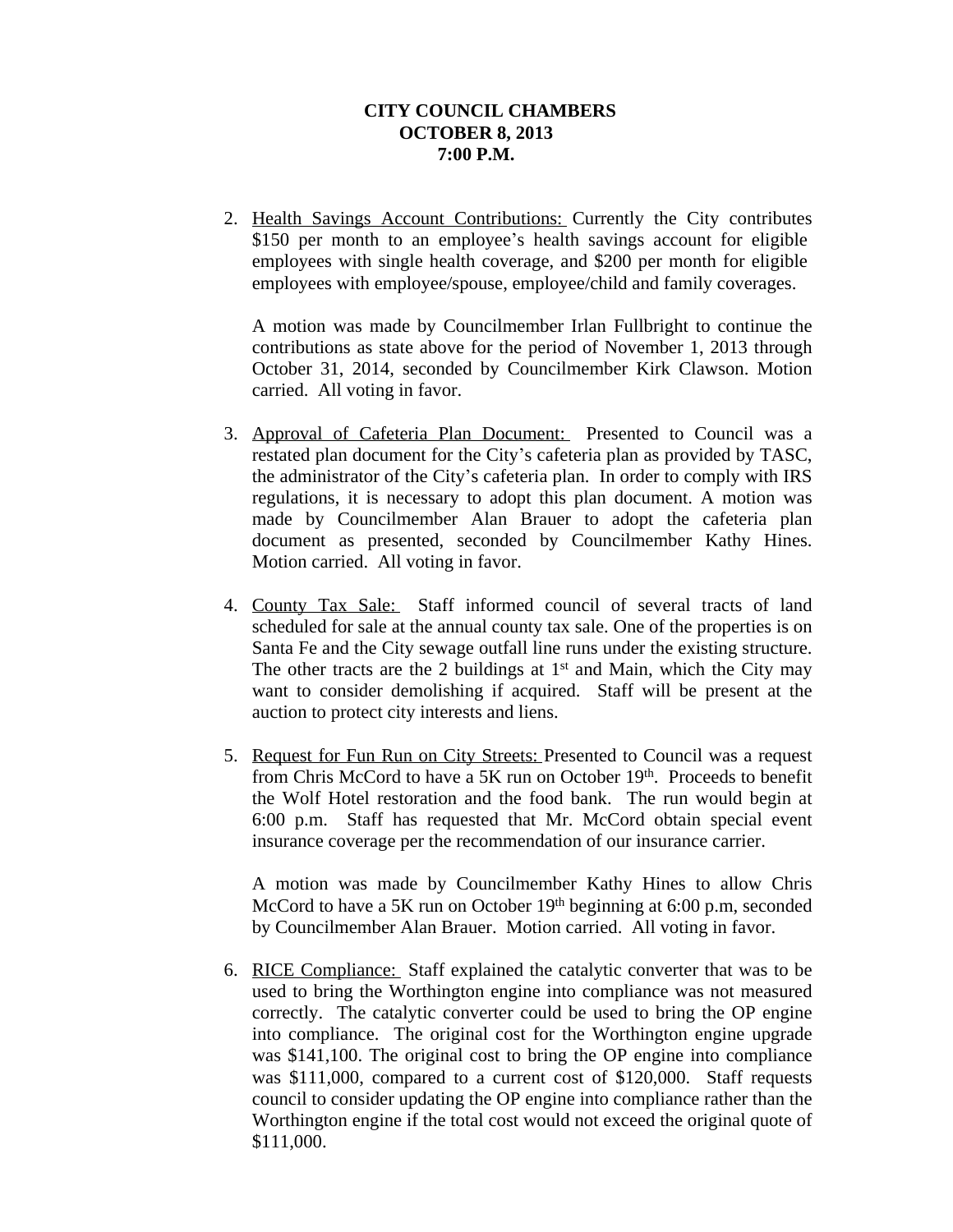**CITY COUNCIL CHAMBERS**
**OCTOBER 8, 2013**
**7:00 P.M.**

2. Health Savings Account Contributions: Currently the City contributes $150 per month to an employee's health savings account for eligible employees with single health coverage, and $200 per month for eligible employees with employee/spouse, employee/child and family coverages.

   A motion was made by Councilmember Irlan Fullbright to continue the contributions as state above for the period of November 1, 2013 through October 31, 2014, seconded by Councilmember Kirk Clawson. Motion carried. All voting in favor.

3. Approval of Cafeteria Plan Document: Presented to Council was a restated plan document for the City's cafeteria plan as provided by TASC, the administrator of the City's cafeteria plan. In order to comply with IRS regulations, it is necessary to adopt this plan document. A motion was made by Councilmember Alan Brauer to adopt the cafeteria plan document as presented, seconded by Councilmember Kathy Hines. Motion carried. All voting in favor.

4. County Tax Sale: Staff informed council of several tracts of land scheduled for sale at the annual county tax sale. One of the properties is on Santa Fe and the City sewage outfall line runs under the existing structure. The other tracts are the 2 buildings at 1st and Main, which the City may want to consider demolishing if acquired. Staff will be present at the auction to protect city interests and liens.

5. Request for Fun Run on City Streets: Presented to Council was a request from Chris McCord to have a 5K run on October 19th. Proceeds to benefit the Wolf Hotel restoration and the food bank. The run would begin at 6:00 p.m. Staff has requested that Mr. McCord obtain special event insurance coverage per the recommendation of our insurance carrier.

   A motion was made by Councilmember Kathy Hines to allow Chris McCord to have a 5K run on October 19th beginning at 6:00 p.m, seconded by Councilmember Alan Brauer. Motion carried. All voting in favor.

6. RICE Compliance: Staff explained the catalytic converter that was to be used to bring the Worthington engine into compliance was not measured correctly. The catalytic converter could be used to bring the OP engine into compliance. The original cost for the Worthington engine upgrade was $141,100. The original cost to bring the OP engine into compliance was $111,000, compared to a current cost of $120,000. Staff requests council to consider updating the OP engine into compliance rather than the Worthington engine if the total cost would not exceed the original quote of $111,000.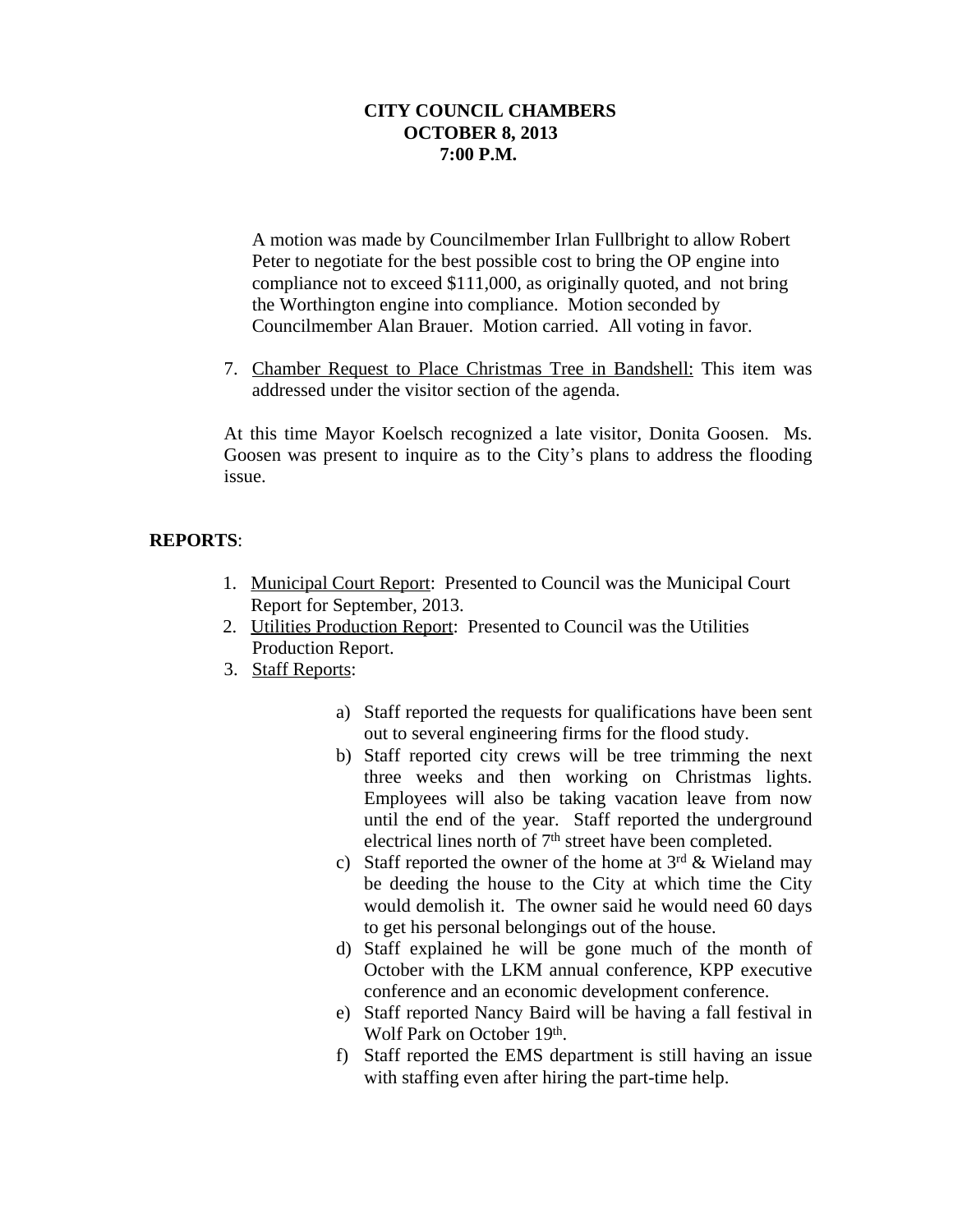**CITY COUNCIL CHAMBERS**
**OCTOBER 8, 2013**
**7:00 P.M.**

A motion was made by Councilmember Irlan Fullbright to allow Robert Peter to negotiate for the best possible cost to bring the OP engine into compliance not to exceed $111,000, as originally quoted, and not bring the Worthington engine into compliance. Motion seconded by Councilmember Alan Brauer. Motion carried. All voting in favor.

7. Chamber Request to Place Christmas Tree in Bandshell: This item was addressed under the visitor section of the agenda.

At this time Mayor Koelsch recognized a late visitor, Donita Goosen. Ms. Goosen was present to inquire as to the City's plans to address the flooding issue.

**REPORTS**:

1. Municipal Court Report: Presented to Council was the Municipal Court Report for September, 2013.
2. Utilities Production Report: Presented to Council was the Utilities Production Report.
3. Staff Reports:

   a) Staff reported the requests for qualifications have been sent out to several engineering firms for the flood study.
   b) Staff reported city crews will be tree trimming the next three weeks and then working on Christmas lights. Employees will also be taking vacation leave from now until the end of the year. Staff reported the underground electrical lines north of 7th street have been completed.
   c) Staff reported the owner of the home at 3rd & Wieland may be deeding the house to the City at which time the City would demolish it. The owner said he would need 60 days to get his personal belongings out of the house.
   d) Staff explained he will be gone much of the month of October with the LKM annual conference, KPP executive conference and an economic development conference.
   e) Staff reported Nancy Baird will be having a fall festival in Wolf Park on October 19th.
   f) Staff reported the EMS department is still having an issue with staffing even after hiring the part-time help.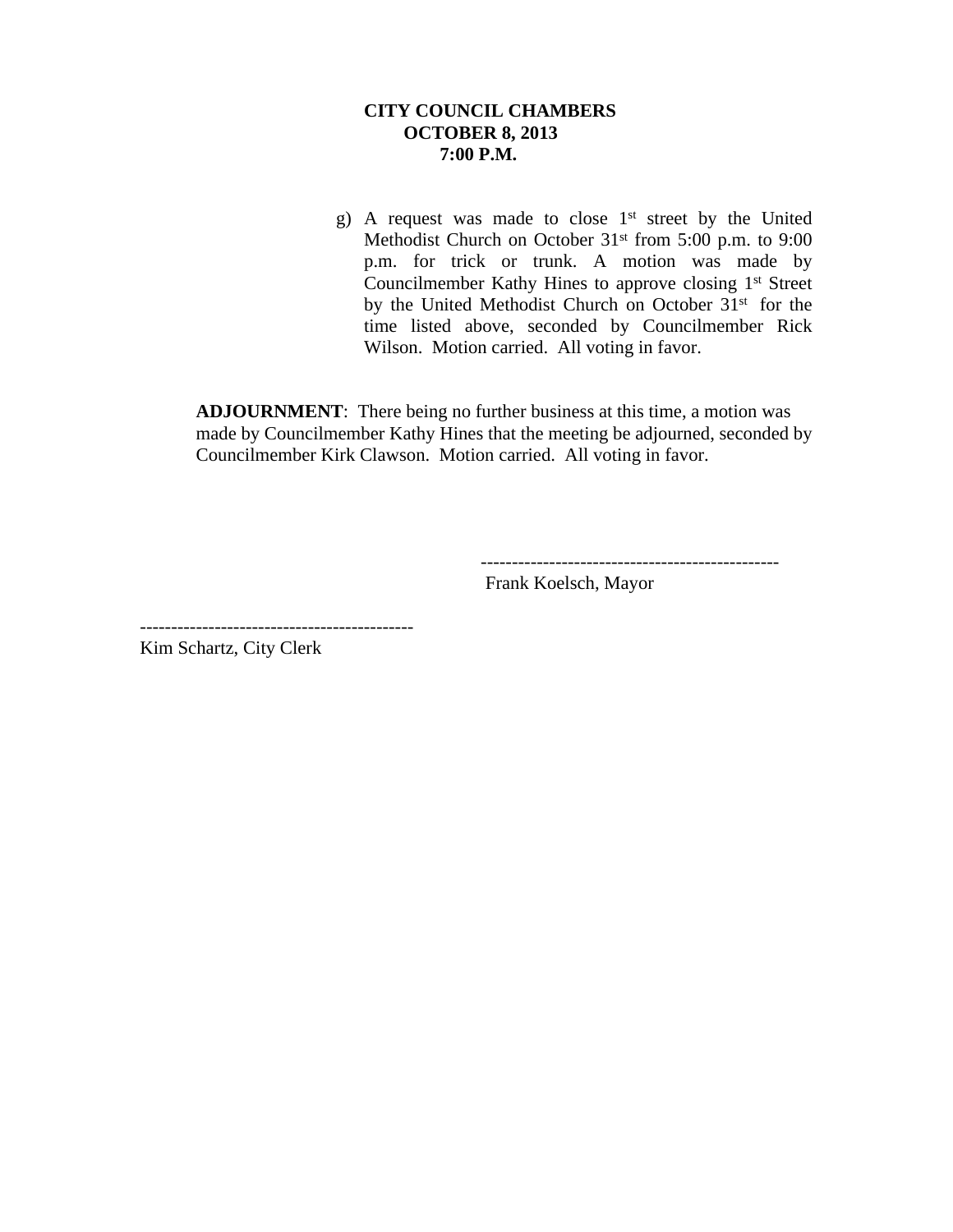**CITY COUNCIL CHAMBERS**
**OCTOBER 8, 2013**
**7:00 P.M.**

g) A request was made to close 1st street by the United Methodist Church on October 31st from 5:00 p.m. to 9:00 p.m. for trick or trunk. A motion was made by Councilmember Kathy Hines to approve closing 1st Street by the United Methodist Church on October 31st for the time listed above, seconded by Councilmember Rick Wilson. Motion carried. All voting in favor.

**ADJOURNMENT**: There being no further business at this time, a motion was made by Councilmember Kathy Hines that the meeting be adjourned, seconded by Councilmember Kirk Clawson. Motion carried. All voting in favor.

------------------------------------------------
Frank Koelsch, Mayor

--------------------------------------------
Kim Schartz, City Clerk